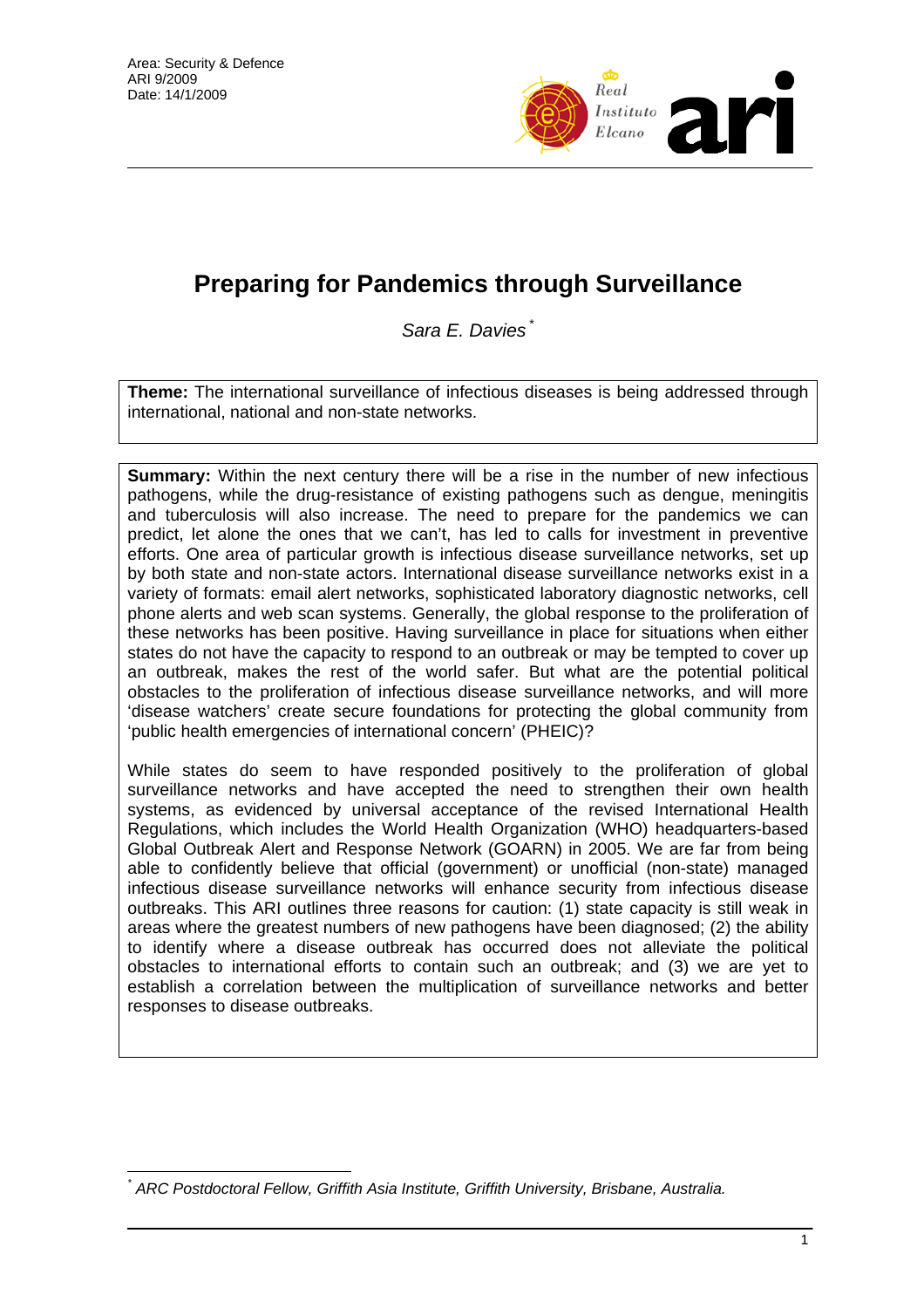Area: Security & Defence
ARI 9/2009
Date: 14/1/2009

# Preparing for Pandemics through Surveillance

*Sara E. Davies* [*]

**Theme:** The international surveillance of infectious diseases is being addressed through international, national and non-state networks.

**Summary:** Within the next century there will be a rise in the number of new infectious pathogens, while the drug-resistance of existing pathogens such as dengue, meningitis and tuberculosis will also increase. The need to prepare for the pandemics we can predict, let alone the ones that we can't, has led to calls for investment in preventive efforts. One area of particular growth is infectious disease surveillance networks, set up by both state and non-state actors. International disease surveillance networks exist in a variety of formats: email alert networks, sophisticated laboratory diagnostic networks, cell phone alerts and web scan systems. Generally, the global response to the proliferation of these networks has been positive. Having surveillance in place for situations when either states do not have the capacity to respond to an outbreak or may be tempted to cover up an outbreak, makes the rest of the world safer. But what are the potential political obstacles to the proliferation of infectious disease surveillance networks, and will more 'disease watchers' create secure foundations for protecting the global community from 'public health emergencies of international concern' (PHEIC)?

While states do seem to have responded positively to the proliferation of global surveillance networks and have accepted the need to strengthen their own health systems, as evidenced by universal acceptance of the revised International Health Regulations, which includes the World Health Organization (WHO) headquarters-based Global Outbreak Alert and Response Network (GOARN) in 2005. We are far from being able to confidently believe that official (government) or unofficial (non-state) managed infectious disease surveillance networks will enhance security from infectious disease outbreaks. This ARI outlines three reasons for caution: (1) state capacity is still weak in areas where the greatest numbers of new pathogens have been diagnosed; (2) the ability to identify where a disease outbreak has occurred does not alleviate the political obstacles to international efforts to contain such an outbreak; and (3) we are yet to establish a correlation between the multiplication of surveillance networks and better responses to disease outbreaks.

[*] *ARC Postdoctoral Fellow, Griffith Asia Institute, Griffith University, Brisbane, Australia.*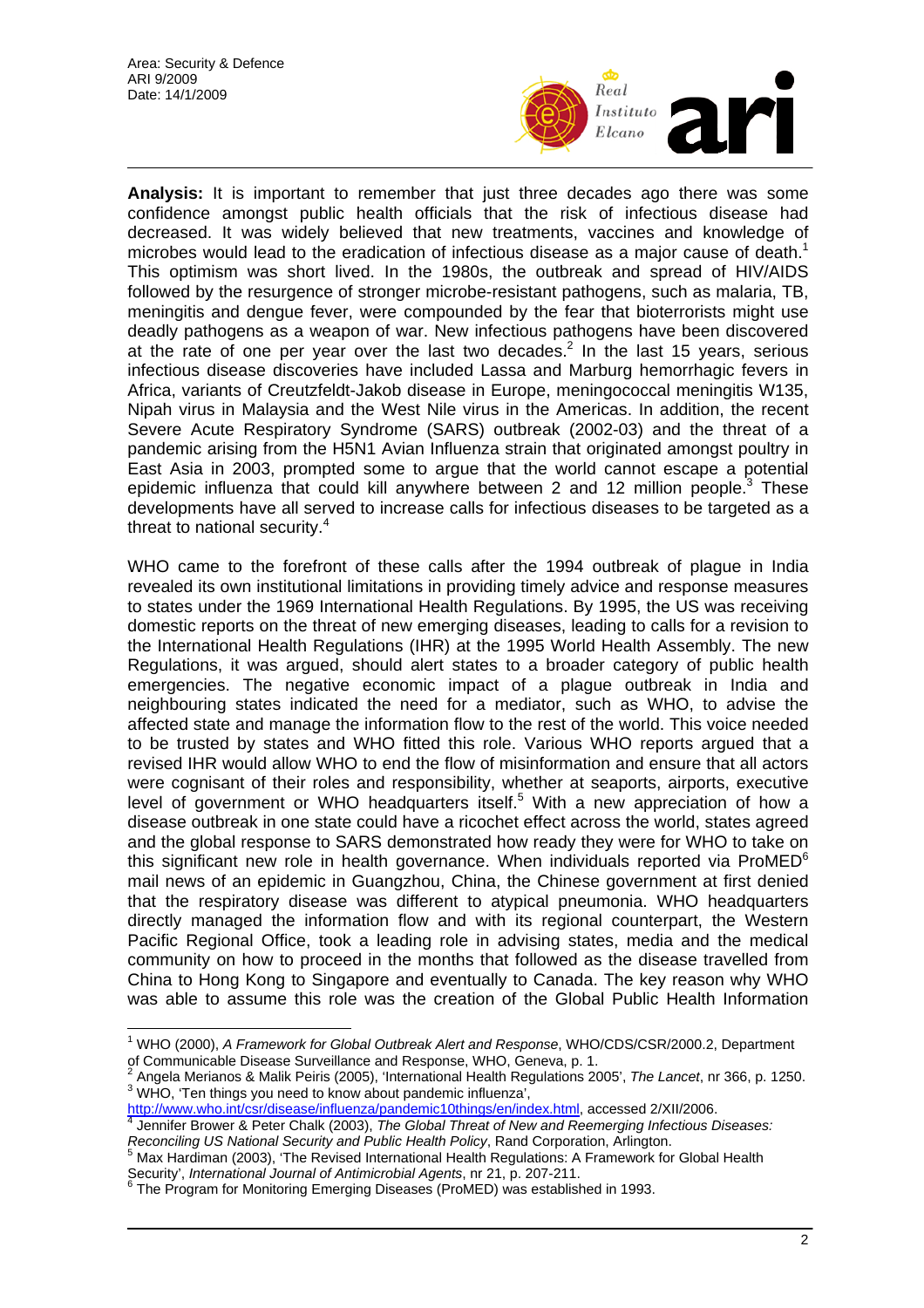**Analysis:** It is important to remember that just three decades ago there was some confidence amongst public health officials that the risk of infectious disease had decreased. It was widely believed that new treatments, vaccines and knowledge of microbes would lead to the eradication of infectious disease as a major cause of death.[1] This optimism was short lived. In the 1980s, the outbreak and spread of HIV/AIDS followed by the resurgence of stronger microbe-resistant pathogens, such as malaria, TB, meningitis and dengue fever, were compounded by the fear that bioterrorists might use deadly pathogens as a weapon of war. New infectious pathogens have been discovered at the rate of one per year over the last two decades.[2] In the last 15 years, serious infectious disease discoveries have included Lassa and Marburg hemorrhagic fevers in Africa, variants of Creutzfeldt-Jakob disease in Europe, meningococcal meningitis W135, Nipah virus in Malaysia and the West Nile virus in the Americas. In addition, the recent Severe Acute Respiratory Syndrome (SARS) outbreak (2002-03) and the threat of a pandemic arising from the H5N1 Avian Influenza strain that originated amongst poultry in East Asia in 2003, prompted some to argue that the world cannot escape a potential epidemic influenza that could kill anywhere between 2 and 12 million people.[3] These developments have all served to increase calls for infectious diseases to be targeted as a threat to national security.[4]

WHO came to the forefront of these calls after the 1994 outbreak of plague in India revealed its own institutional limitations in providing timely advice and response measures to states under the 1969 International Health Regulations. By 1995, the US was receiving domestic reports on the threat of new emerging diseases, leading to calls for a revision to the International Health Regulations (IHR) at the 1995 World Health Assembly. The new Regulations, it was argued, should alert states to a broader category of public health emergencies. The negative economic impact of a plague outbreak in India and neighbouring states indicated the need for a mediator, such as WHO, to advise the affected state and manage the information flow to the rest of the world. This voice needed to be trusted by states and WHO fitted this role. Various WHO reports argued that a revised IHR would allow WHO to end the flow of misinformation and ensure that all actors were cognisant of their roles and responsibility, whether at seaports, airports, executive level of government or WHO headquarters itself.[5] With a new appreciation of how a disease outbreak in one state could have a ricochet effect across the world, states agreed and the global response to SARS demonstrated how ready they were for WHO to take on this significant new role in health governance. When individuals reported via ProMED[6] mail news of an epidemic in Guangzhou, China, the Chinese government at first denied that the respiratory disease was different to atypical pneumonia. WHO headquarters directly managed the information flow and with its regional counterpart, the Western Pacific Regional Office, took a leading role in advising states, media and the medical community on how to proceed in the months that followed as the disease travelled from China to Hong Kong to Singapore and eventually to Canada. The key reason why WHO was able to assume this role was the creation of the Global Public Health Information

---

[1] WHO (2000), *A Framework for Global Outbreak Alert and Response*, WHO/CDS/CSR/2000.2, Department of Communicable Disease Surveillance and Response, WHO, Geneva, p. 1.

[2] Angela Merianos & Malik Peiris (2005), 'International Health Regulations 2005', *The Lancet*, nr 366, p. 1250.

[3] WHO, 'Ten things you need to know about pandemic influenza', http://www.who.int/csr/disease/influenza/pandemic10things/en/index.html, accessed 2/XII/2006.

[4] Jennifer Brower & Peter Chalk (2003), *The Global Threat of New and Reemerging Infectious Diseases: Reconciling US National Security and Public Health Policy*, Rand Corporation, Arlington.

[5] Max Hardiman (2003), 'The Revised International Health Regulations: A Framework for Global Health Security', *International Journal of Antimicrobial Agents*, nr 21, p. 207-211.

[6] The Program for Monitoring Emerging Diseases (ProMED) was established in 1993.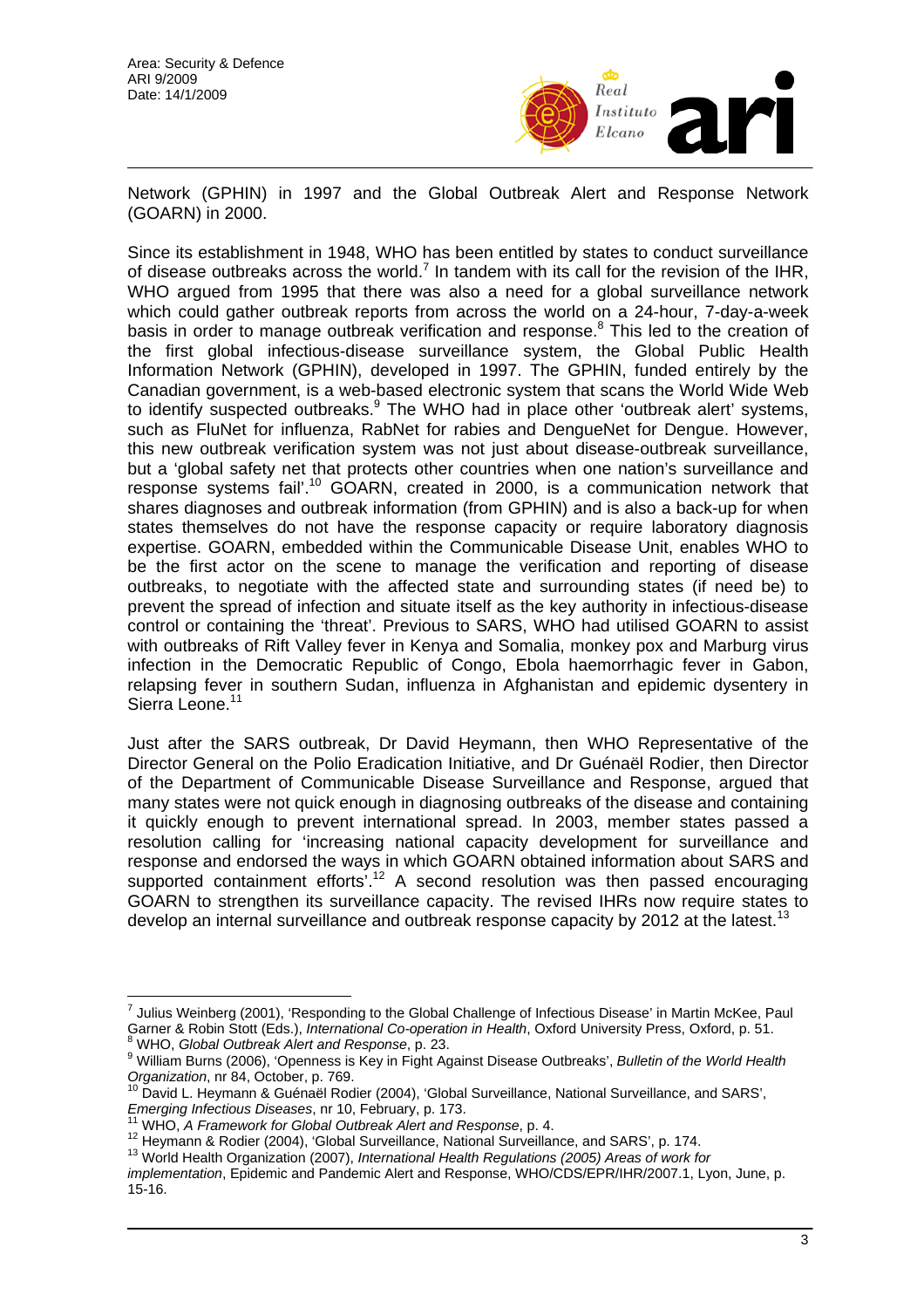Network (GPHIN) in 1997 and the Global Outbreak Alert and Response Network (GOARN) in 2000.

Since its establishment in 1948, WHO has been entitled by states to conduct surveillance of disease outbreaks across the world.[7] In tandem with its call for the revision of the IHR, WHO argued from 1995 that there was also a need for a global surveillance network which could gather outbreak reports from across the world on a 24-hour, 7-day-a-week basis in order to manage outbreak verification and response.[8] This led to the creation of the first global infectious-disease surveillance system, the Global Public Health Information Network (GPHIN), developed in 1997. The GPHIN, funded entirely by the Canadian government, is a web-based electronic system that scans the World Wide Web to identify suspected outbreaks.[9] The WHO had in place other 'outbreak alert' systems, such as FluNet for influenza, RabNet for rabies and DengueNet for Dengue. However, this new outbreak verification system was not just about disease-outbreak surveillance, but a 'global safety net that protects other countries when one nation's surveillance and response systems fail'.[10] GOARN, created in 2000, is a communication network that shares diagnoses and outbreak information (from GPHIN) and is also a back-up for when states themselves do not have the response capacity or require laboratory diagnosis expertise. GOARN, embedded within the Communicable Disease Unit, enables WHO to be the first actor on the scene to manage the verification and reporting of disease outbreaks, to negotiate with the affected state and surrounding states (if need be) to prevent the spread of infection and situate itself as the key authority in infectious-disease control or containing the 'threat'. Previous to SARS, WHO had utilised GOARN to assist with outbreaks of Rift Valley fever in Kenya and Somalia, monkey pox and Marburg virus infection in the Democratic Republic of Congo, Ebola haemorrhagic fever in Gabon, relapsing fever in southern Sudan, influenza in Afghanistan and epidemic dysentery in Sierra Leone.[11]

Just after the SARS outbreak, Dr David Heymann, then WHO Representative of the Director General on the Polio Eradication Initiative, and Dr Guénaël Rodier, then Director of the Department of Communicable Disease Surveillance and Response, argued that many states were not quick enough in diagnosing outbreaks of the disease and containing it quickly enough to prevent international spread. In 2003, member states passed a resolution calling for 'increasing national capacity development for surveillance and response and endorsed the ways in which GOARN obtained information about SARS and supported containment efforts'.[12] A second resolution was then passed encouraging GOARN to strengthen its surveillance capacity. The revised IHRs now require states to develop an internal surveillance and outbreak response capacity by 2012 at the latest.[13]

---

[7] Julius Weinberg (2001), 'Responding to the Global Challenge of Infectious Disease' in Martin McKee, Paul Garner & Robin Stott (Eds.), *International Co-operation in Health*, Oxford University Press, Oxford, p. 51.

[8] WHO, *Global Outbreak Alert and Response*, p. 23.

[9] William Burns (2006), 'Openness is Key in Fight Against Disease Outbreaks', *Bulletin of the World Health Organization*, nr 84, October, p. 769.

[10] David L. Heymann & Guénaël Rodier (2004), 'Global Surveillance, National Surveillance, and SARS', *Emerging Infectious Diseases*, nr 10, February, p. 173.

[11] WHO, *A Framework for Global Outbreak Alert and Response*, p. 4.

[12] Heymann & Rodier (2004), 'Global Surveillance, National Surveillance, and SARS', p. 174.

[13] World Health Organization (2007), *International Health Regulations (2005) Areas of work for implementation*, Epidemic and Pandemic Alert and Response, WHO/CDS/EPR/IHR/2007.1, Lyon, June, p. 15-16.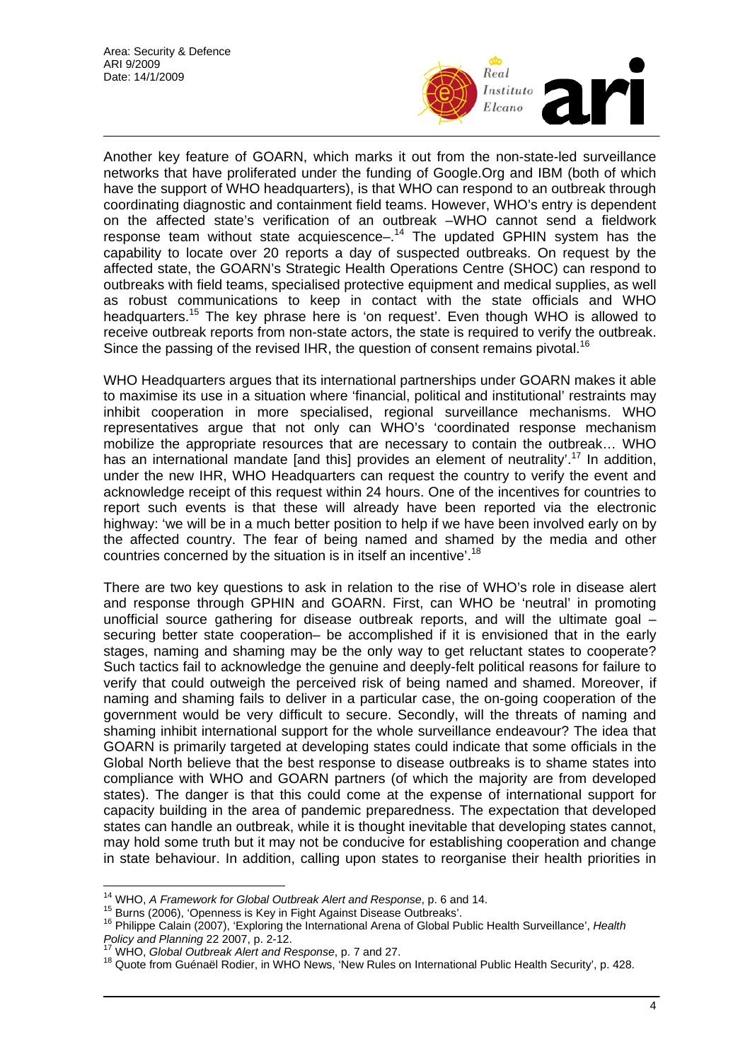Another key feature of GOARN, which marks it out from the non-state-led surveillance networks that have proliferated under the funding of Google.Org and IBM (both of which have the support of WHO headquarters), is that WHO can respond to an outbreak through coordinating diagnostic and containment field teams. However, WHO's entry is dependent on the affected state's verification of an outbreak –WHO cannot send a fieldwork response team without state acquiescence–.[14] The updated GPHIN system has the capability to locate over 20 reports a day of suspected outbreaks. On request by the affected state, the GOARN's Strategic Health Operations Centre (SHOC) can respond to outbreaks with field teams, specialised protective equipment and medical supplies, as well as robust communications to keep in contact with the state officials and WHO headquarters.[15] The key phrase here is 'on request'. Even though WHO is allowed to receive outbreak reports from non-state actors, the state is required to verify the outbreak. Since the passing of the revised IHR, the question of consent remains pivotal.[16]

WHO Headquarters argues that its international partnerships under GOARN makes it able to maximise its use in a situation where 'financial, political and institutional' restraints may inhibit cooperation in more specialised, regional surveillance mechanisms. WHO representatives argue that not only can WHO's 'coordinated response mechanism mobilize the appropriate resources that are necessary to contain the outbreak… WHO has an international mandate [and this] provides an element of neutrality'.[17] In addition, under the new IHR, WHO Headquarters can request the country to verify the event and acknowledge receipt of this request within 24 hours. One of the incentives for countries to report such events is that these will already have been reported via the electronic highway: 'we will be in a much better position to help if we have been involved early on by the affected country. The fear of being named and shamed by the media and other countries concerned by the situation is in itself an incentive'.[18]

There are two key questions to ask in relation to the rise of WHO's role in disease alert and response through GPHIN and GOARN. First, can WHO be 'neutral' in promoting unofficial source gathering for disease outbreak reports, and will the ultimate goal –securing better state cooperation– be accomplished if it is envisioned that in the early stages, naming and shaming may be the only way to get reluctant states to cooperate? Such tactics fail to acknowledge the genuine and deeply-felt political reasons for failure to verify that could outweigh the perceived risk of being named and shamed. Moreover, if naming and shaming fails to deliver in a particular case, the on-going cooperation of the government would be very difficult to secure. Secondly, will the threats of naming and shaming inhibit international support for the whole surveillance endeavour? The idea that GOARN is primarily targeted at developing states could indicate that some officials in the Global North believe that the best response to disease outbreaks is to shame states into compliance with WHO and GOARN partners (of which the majority are from developed states). The danger is that this could come at the expense of international support for capacity building in the area of pandemic preparedness. The expectation that developed states can handle an outbreak, while it is thought inevitable that developing states cannot, may hold some truth but it may not be conducive for establishing cooperation and change in state behaviour. In addition, calling upon states to reorganise their health priorities in

---

[14] WHO, *A Framework for Global Outbreak Alert and Response*, p. 6 and 14.

[15] Burns (2006), 'Openness is Key in Fight Against Disease Outbreaks'.

[16] Philippe Calain (2007), 'Exploring the International Arena of Global Public Health Surveillance', *Health Policy and Planning* 22 2007, p. 2-12.

[17] WHO, *Global Outbreak Alert and Response*, p. 7 and 27.

[18] Quote from Guénaël Rodier, in WHO News, 'New Rules on International Public Health Security', p. 428.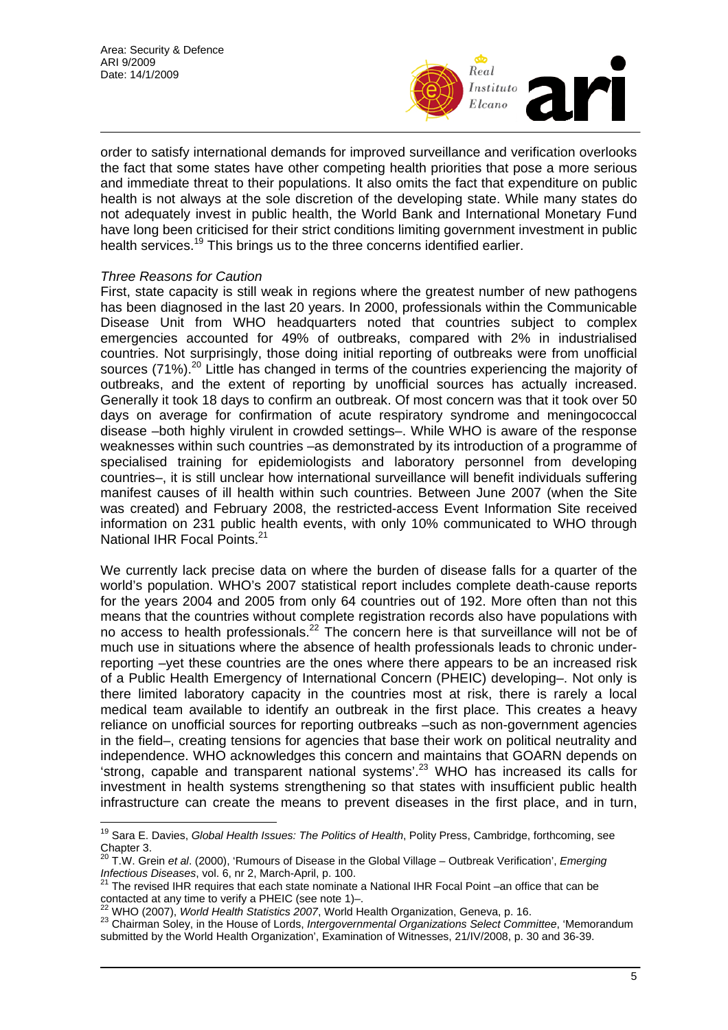order to satisfy international demands for improved surveillance and verification overlooks the fact that some states have other competing health priorities that pose a more serious and immediate threat to their populations. It also omits the fact that expenditure on public health is not always at the sole discretion of the developing state. While many states do not adequately invest in public health, the World Bank and International Monetary Fund have long been criticised for their strict conditions limiting government investment in public health services.[19] This brings us to the three concerns identified earlier.

*Three Reasons for Caution*

First, state capacity is still weak in regions where the greatest number of new pathogens has been diagnosed in the last 20 years. In 2000, professionals within the Communicable Disease Unit from WHO headquarters noted that countries subject to complex emergencies accounted for 49% of outbreaks, compared with 2% in industrialised countries. Not surprisingly, those doing initial reporting of outbreaks were from unofficial sources (71%).[20] Little has changed in terms of the countries experiencing the majority of outbreaks, and the extent of reporting by unofficial sources has actually increased. Generally it took 18 days to confirm an outbreak. Of most concern was that it took over 50 days on average for confirmation of acute respiratory syndrome and meningococcal disease –both highly virulent in crowded settings–. While WHO is aware of the response weaknesses within such countries –as demonstrated by its introduction of a programme of specialised training for epidemiologists and laboratory personnel from developing countries–, it is still unclear how international surveillance will benefit individuals suffering manifest causes of ill health within such countries. Between June 2007 (when the Site was created) and February 2008, the restricted-access Event Information Site received information on 231 public health events, with only 10% communicated to WHO through National IHR Focal Points.[21]

We currently lack precise data on where the burden of disease falls for a quarter of the world's population. WHO's 2007 statistical report includes complete death-cause reports for the years 2004 and 2005 from only 64 countries out of 192. More often than not this means that the countries without complete registration records also have populations with no access to health professionals.[22] The concern here is that surveillance will not be of much use in situations where the absence of health professionals leads to chronic under-reporting –yet these countries are the ones where there appears to be an increased risk of a Public Health Emergency of International Concern (PHEIC) developing–. Not only is there limited laboratory capacity in the countries most at risk, there is rarely a local medical team available to identify an outbreak in the first place. This creates a heavy reliance on unofficial sources for reporting outbreaks –such as non-government agencies in the field–, creating tensions for agencies that base their work on political neutrality and independence. WHO acknowledges this concern and maintains that GOARN depends on 'strong, capable and transparent national systems'.[23] WHO has increased its calls for investment in health systems strengthening so that states with insufficient public health infrastructure can create the means to prevent diseases in the first place, and in turn,

---

[19] Sara E. Davies, *Global Health Issues: The Politics of Health*, Polity Press, Cambridge, forthcoming, see Chapter 3.

[20] T.W. Grein *et al*. (2000), 'Rumours of Disease in the Global Village – Outbreak Verification', *Emerging Infectious Diseases*, vol. 6, nr 2, March-April, p. 100.

[21] The revised IHR requires that each state nominate a National IHR Focal Point –an office that can be contacted at any time to verify a PHEIC (see note 1)–.

[22] WHO (2007), *World Health Statistics 2007*, World Health Organization, Geneva, p. 16.

[23] Chairman Soley, in the House of Lords, *Intergovernmental Organizations Select Committee*, 'Memorandum submitted by the World Health Organization', Examination of Witnesses, 21/IV/2008, p. 30 and 36-39.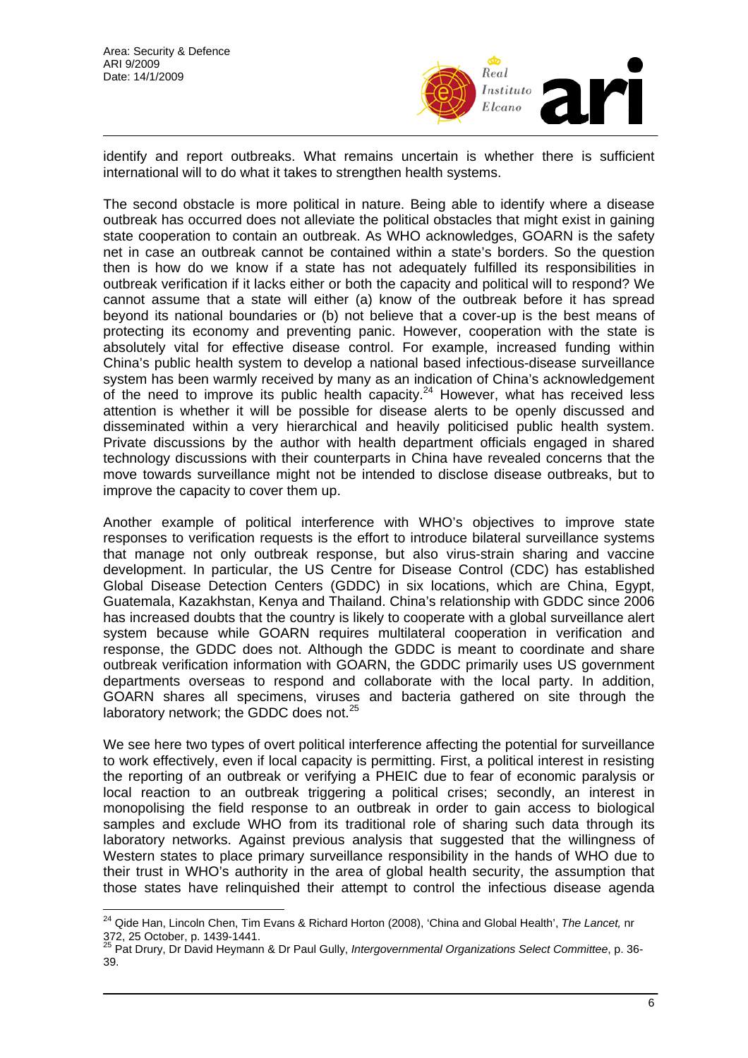identify and report outbreaks. What remains uncertain is whether there is sufficient international will to do what it takes to strengthen health systems.

The second obstacle is more political in nature. Being able to identify where a disease outbreak has occurred does not alleviate the political obstacles that might exist in gaining state cooperation to contain an outbreak. As WHO acknowledges, GOARN is the safety net in case an outbreak cannot be contained within a state's borders. So the question then is how do we know if a state has not adequately fulfilled its responsibilities in outbreak verification if it lacks either or both the capacity and political will to respond? We cannot assume that a state will either (a) know of the outbreak before it has spread beyond its national boundaries or (b) not believe that a cover-up is the best means of protecting its economy and preventing panic. However, cooperation with the state is absolutely vital for effective disease control. For example, increased funding within China's public health system to develop a national based infectious-disease surveillance system has been warmly received by many as an indication of China's acknowledgement of the need to improve its public health capacity.[24] However, what has received less attention is whether it will be possible for disease alerts to be openly discussed and disseminated within a very hierarchical and heavily politicised public health system. Private discussions by the author with health department officials engaged in shared technology discussions with their counterparts in China have revealed concerns that the move towards surveillance might not be intended to disclose disease outbreaks, but to improve the capacity to cover them up.

Another example of political interference with WHO's objectives to improve state responses to verification requests is the effort to introduce bilateral surveillance systems that manage not only outbreak response, but also virus-strain sharing and vaccine development. In particular, the US Centre for Disease Control (CDC) has established Global Disease Detection Centers (GDDC) in six locations, which are China, Egypt, Guatemala, Kazakhstan, Kenya and Thailand. China's relationship with GDDC since 2006 has increased doubts that the country is likely to cooperate with a global surveillance alert system because while GOARN requires multilateral cooperation in verification and response, the GDDC does not. Although the GDDC is meant to coordinate and share outbreak verification information with GOARN, the GDDC primarily uses US government departments overseas to respond and collaborate with the local party. In addition, GOARN shares all specimens, viruses and bacteria gathered on site through the laboratory network; the GDDC does not.[25]

We see here two types of overt political interference affecting the potential for surveillance to work effectively, even if local capacity is permitting. First, a political interest in resisting the reporting of an outbreak or verifying a PHEIC due to fear of economic paralysis or local reaction to an outbreak triggering a political crises; secondly, an interest in monopolising the field response to an outbreak in order to gain access to biological samples and exclude WHO from its traditional role of sharing such data through its laboratory networks. Against previous analysis that suggested that the willingness of Western states to place primary surveillance responsibility in the hands of WHO due to their trust in WHO's authority in the area of global health security, the assumption that those states have relinquished their attempt to control the infectious disease agenda

---

[24] Qide Han, Lincoln Chen, Tim Evans & Richard Horton (2008), 'China and Global Health', *The Lancet,* nr 372, 25 October, p. 1439-1441.

[25] Pat Drury, Dr David Heymann & Dr Paul Gully, *Intergovernmental Organizations Select Committee*, p. 36-39.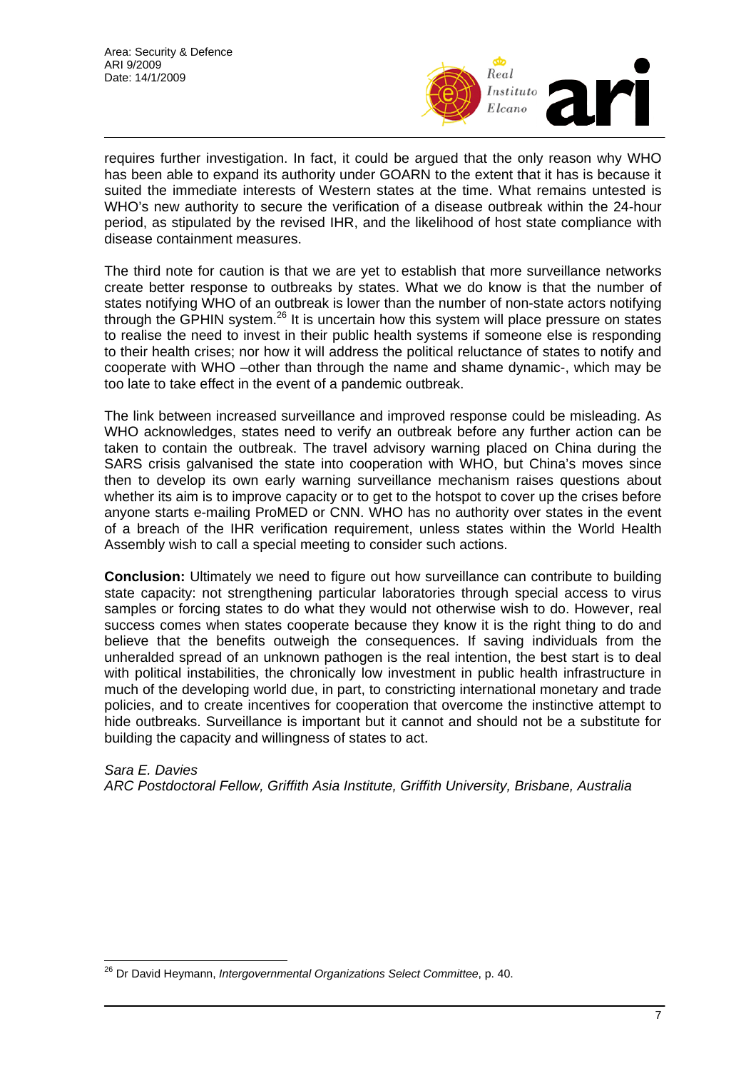requires further investigation. In fact, it could be argued that the only reason why WHO has been able to expand its authority under GOARN to the extent that it has is because it suited the immediate interests of Western states at the time. What remains untested is WHO's new authority to secure the verification of a disease outbreak within the 24-hour period, as stipulated by the revised IHR, and the likelihood of host state compliance with disease containment measures.

The third note for caution is that we are yet to establish that more surveillance networks create better response to outbreaks by states. What we do know is that the number of states notifying WHO of an outbreak is lower than the number of non-state actors notifying through the GPHIN system.[26] It is uncertain how this system will place pressure on states to realise the need to invest in their public health systems if someone else is responding to their health crises; nor how it will address the political reluctance of states to notify and cooperate with WHO –other than through the name and shame dynamic-, which may be too late to take effect in the event of a pandemic outbreak.

The link between increased surveillance and improved response could be misleading. As WHO acknowledges, states need to verify an outbreak before any further action can be taken to contain the outbreak. The travel advisory warning placed on China during the SARS crisis galvanised the state into cooperation with WHO, but China's moves since then to develop its own early warning surveillance mechanism raises questions about whether its aim is to improve capacity or to get to the hotspot to cover up the crises before anyone starts e-mailing ProMED or CNN. WHO has no authority over states in the event of a breach of the IHR verification requirement, unless states within the World Health Assembly wish to call a special meeting to consider such actions.

**Conclusion:** Ultimately we need to figure out how surveillance can contribute to building state capacity: not strengthening particular laboratories through special access to virus samples or forcing states to do what they would not otherwise wish to do. However, real success comes when states cooperate because they know it is the right thing to do and believe that the benefits outweigh the consequences. If saving individuals from the unheralded spread of an unknown pathogen is the real intention, the best start is to deal with political instabilities, the chronically low investment in public health infrastructure in much of the developing world due, in part, to constricting international monetary and trade policies, and to create incentives for cooperation that overcome the instinctive attempt to hide outbreaks. Surveillance is important but it cannot and should not be a substitute for building the capacity and willingness of states to act.

*Sara E. Davies*
*ARC Postdoctoral Fellow, Griffith Asia Institute, Griffith University, Brisbane, Australia*

[26] Dr David Heymann, *Intergovernmental Organizations Select Committee*, p. 40.